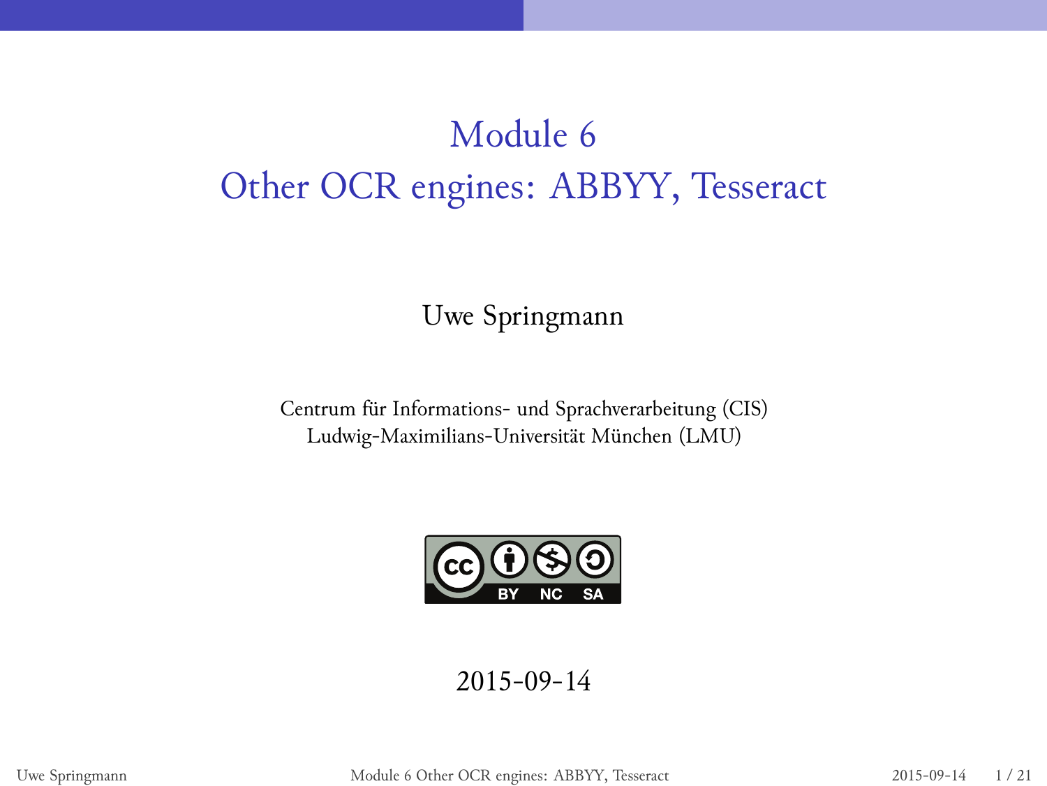# Module 6
# Other OCR engines: ABBYY, Tesseract

Uwe Springmann

Centrum für Informations- und Sprachverarbeitung (CIS)
Ludwig-Maximilians-Universität München (LMU)

2015-09-14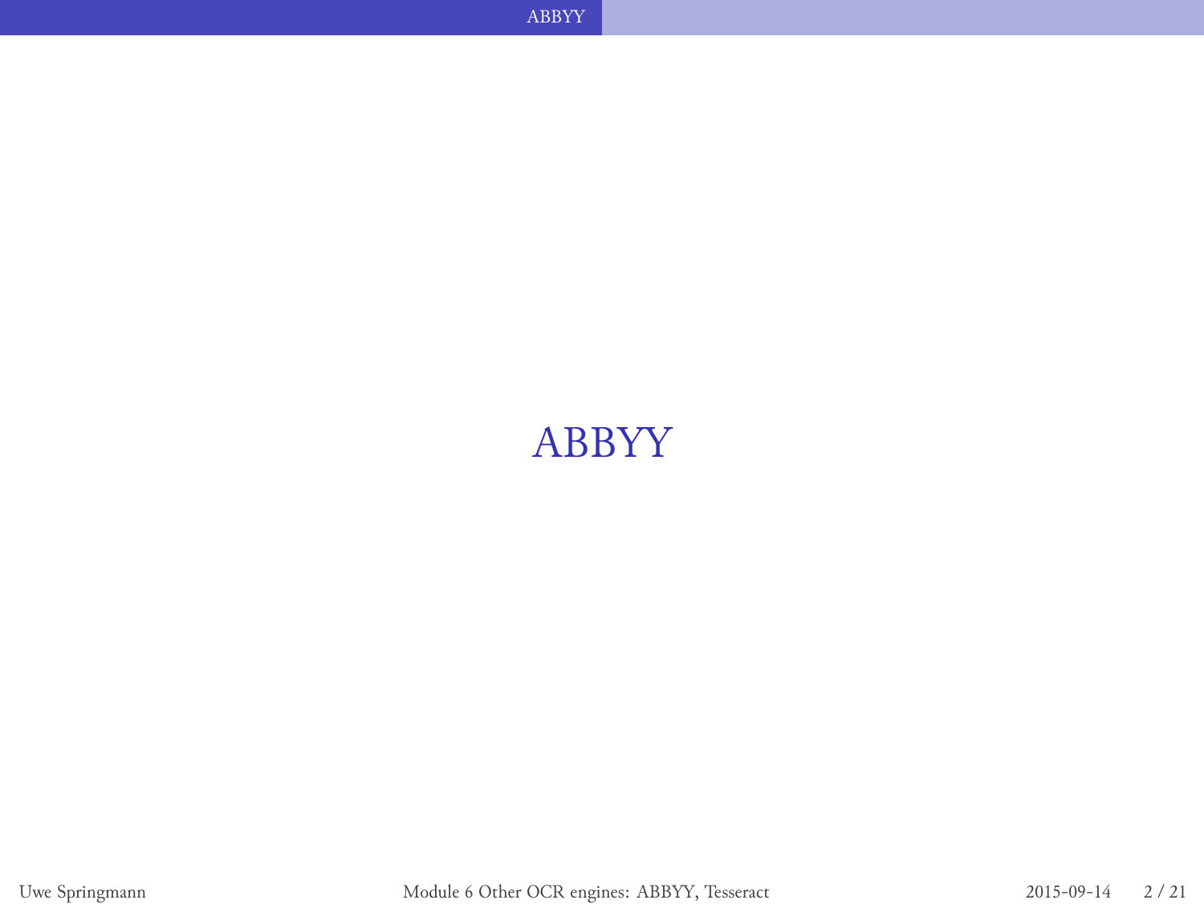# ABBYY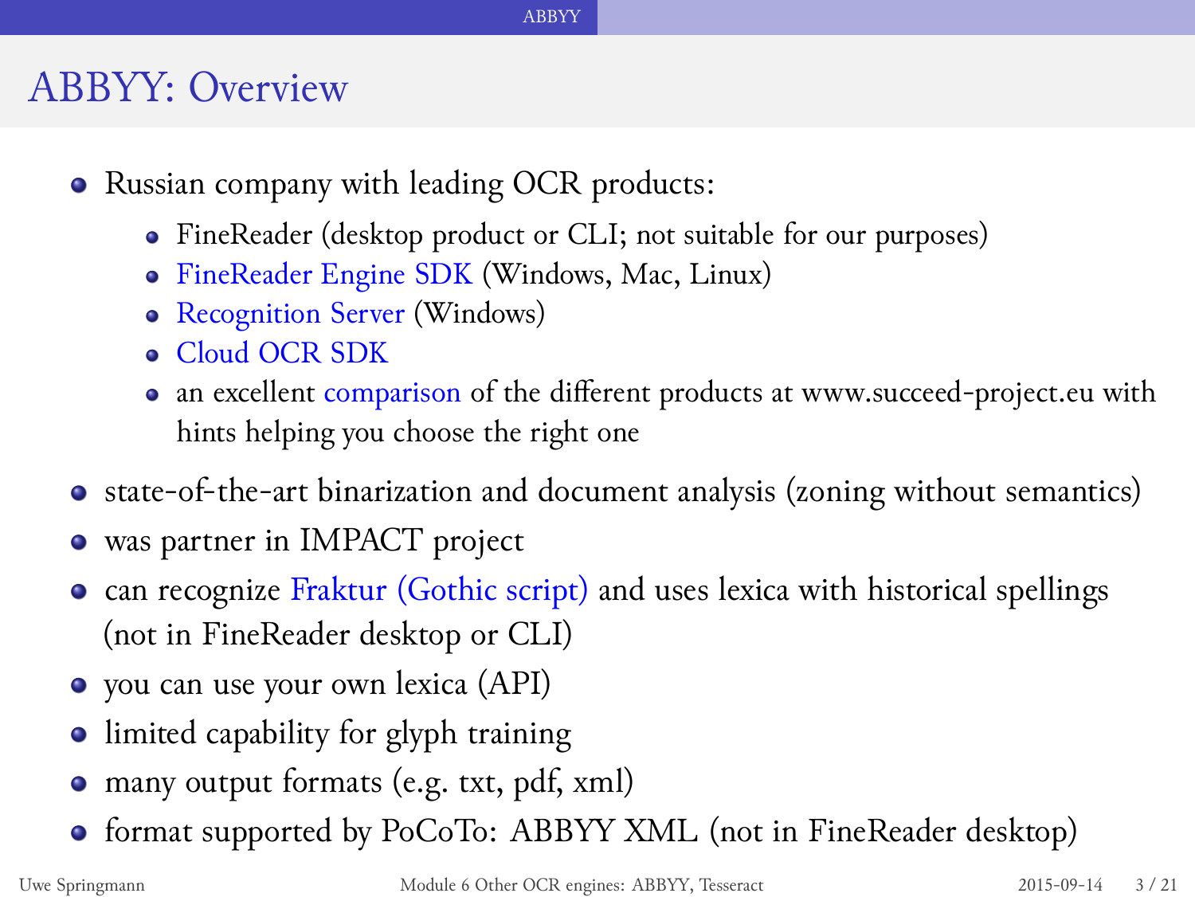## ABBYY: Overview

- Russian company with leading OCR products:
  - FineReader (desktop product or CLI; not suitable for our purposes)
  - FineReader Engine SDK (Windows, Mac, Linux)
  - Recognition Server (Windows)
  - Cloud OCR SDK
  - an excellent comparison of the different products at www.succeed-project.eu with hints helping you choose the right one
- state-of-the-art binarization and document analysis (zoning without semantics)
- was partner in IMPACT project
- can recognize Fraktur (Gothic script) and uses lexica with historical spellings (not in FineReader desktop or CLI)
- you can use your own lexica (API)
- limited capability for glyph training
- many output formats (e.g. txt, pdf, xml)
- format supported by PoCoTo: ABBYY XML (not in FineReader desktop)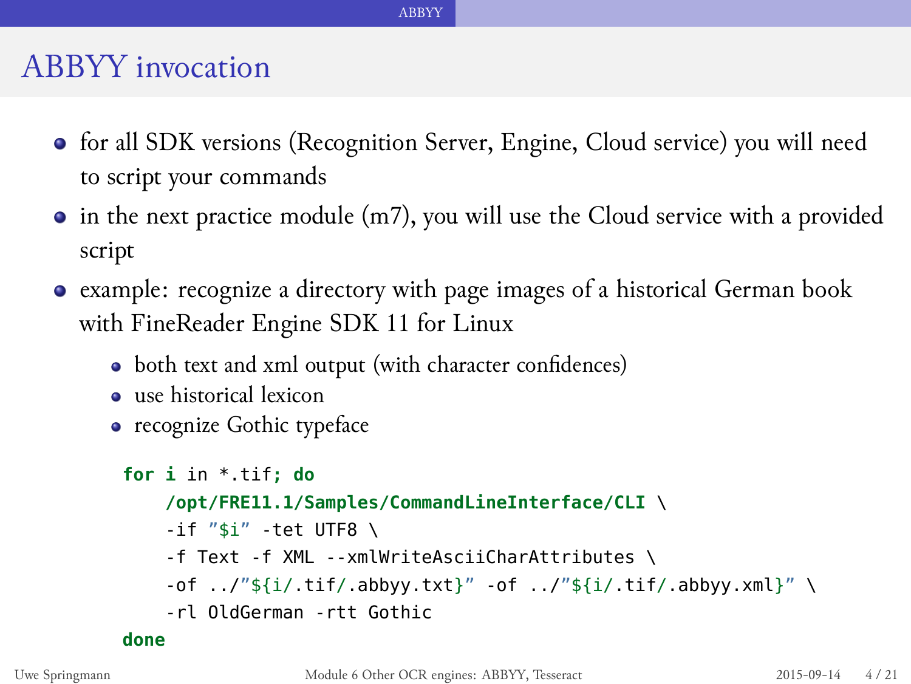# ABBYY invocation

- for all SDK versions (Recognition Server, Engine, Cloud service) you will need to script your commands
- in the next practice module (m7), you will use the Cloud service with a provided script
- example: recognize a directory with page images of a historical German book with FineReader Engine SDK 11 for Linux
  - both text and xml output (with character confidences)
  - use historical lexicon
  - recognize Gothic typeface

```
for i in *.tif; do
    /opt/FRE11.1/Samples/CommandLineInterface/CLI \
    -if "$i" -tet UTF8 \
    -f Text -f XML --xmlWriteAsciiCharAttributes \
    -of ../"${i/.tif/.abbyy.txt}" -of ../"${i/.tif/.abbyy.xml}" \
    -rl OldGerman -rtt Gothic
done
```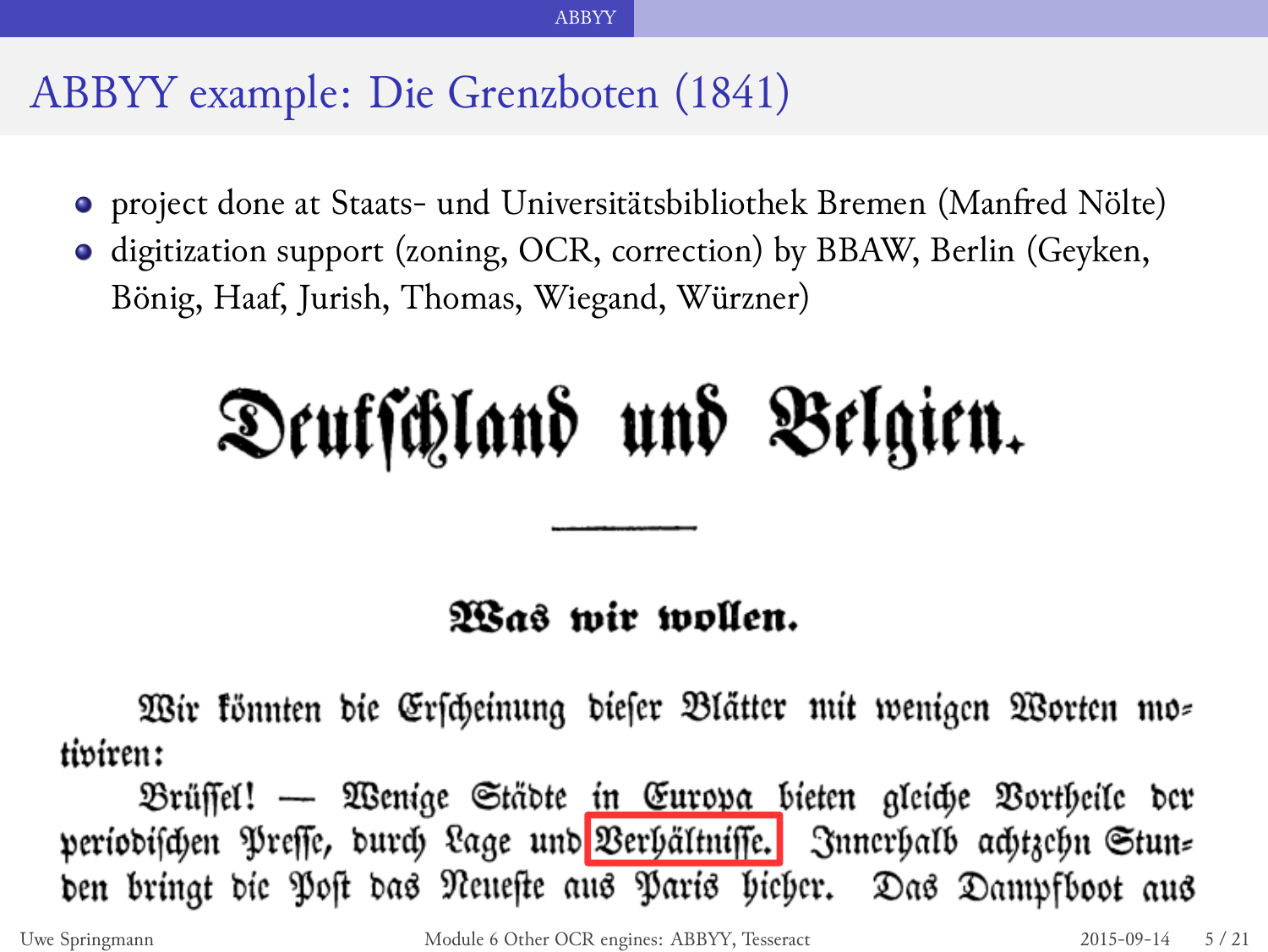# ABBYY example: Die Grenzboten (1841)

- project done at Staats- und Universitätsbibliothek Bremen (Manfred Nölte)
- digitization support (zoning, OCR, correction) by BBAW, Berlin (Geyken, Bönig, Haaf, Jurish, Thomas, Wiegand, Würzner)

## Deutſchland und Belgien.

### Was wir wollen.

Wir könnten die Erſcheinung dieſer Blätter mit wenigen Worten mo= tiviren:

Brüſſel! — Wenige Städte in Europa bieten gleiche Vortheile der periodiſchen Preſſe, durch Lage und Verhältniſſe. Innerhalb achtzehn Stun= den bringt die Poſt das Neueſte aus Paris hieher. Das Dampfboot aus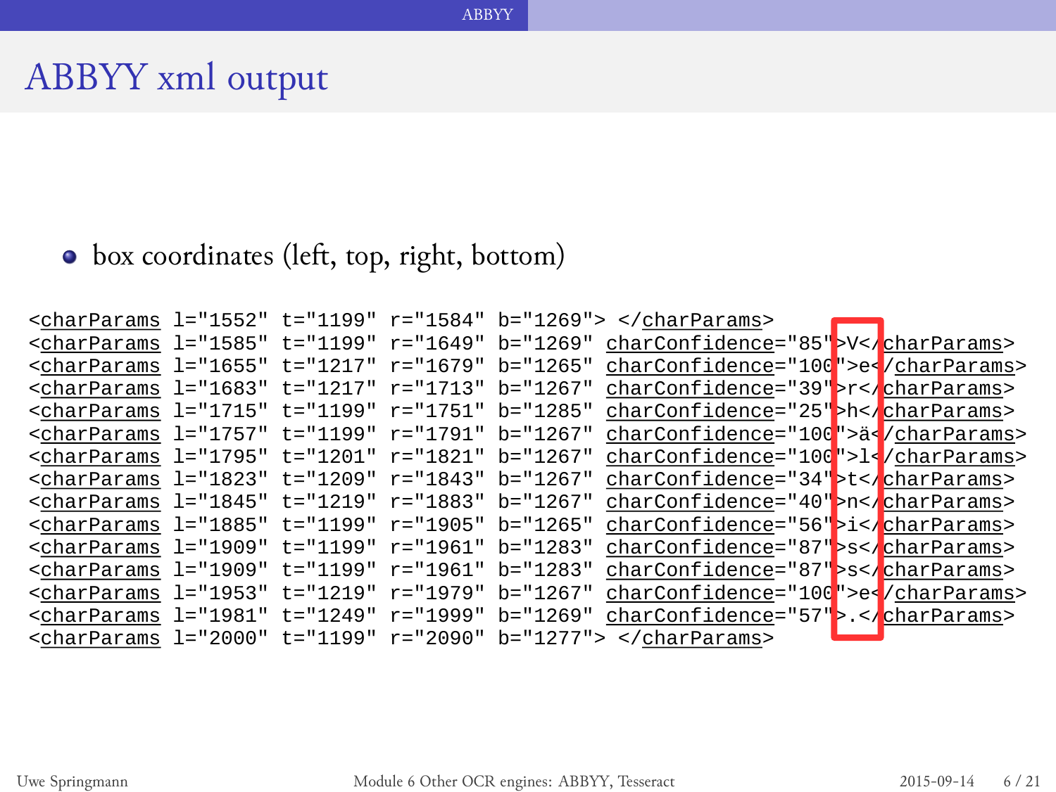# ABBYY xml output

- box coordinates (left, top, right, bottom)

```
<charParams l="1552" t="1199" r="1584" b="1269"> </charParams>
<charParams l="1585" t="1199" r="1649" b="1269" charConfidence="85">V</charParams>
<charParams l="1655" t="1217" r="1679" b="1265" charConfidence="100">e</charParams>
<charParams l="1683" t="1217" r="1713" b="1267" charConfidence="39">r</charParams>
<charParams l="1715" t="1199" r="1751" b="1285" charConfidence="25">h</charParams>
<charParams l="1757" t="1199" r="1791" b="1267" charConfidence="100">ä</charParams>
<charParams l="1795" t="1201" r="1821" b="1267" charConfidence="100">l</charParams>
<charParams l="1823" t="1209" r="1843" b="1267" charConfidence="34">t</charParams>
<charParams l="1845" t="1219" r="1883" b="1267" charConfidence="40">n</charParams>
<charParams l="1885" t="1199" r="1905" b="1265" charConfidence="56">i</charParams>
<charParams l="1909" t="1199" r="1961" b="1283" charConfidence="87">s</charParams>
<charParams l="1909" t="1199" r="1961" b="1283" charConfidence="87">s</charParams>
<charParams l="1953" t="1219" r="1979" b="1267" charConfidence="100">e</charParams>
<charParams l="1981" t="1249" r="1999" b="1269" charConfidence="57">.</charParams>
<charParams l="2000" t="1199" r="2090" b="1277"> </charParams>
```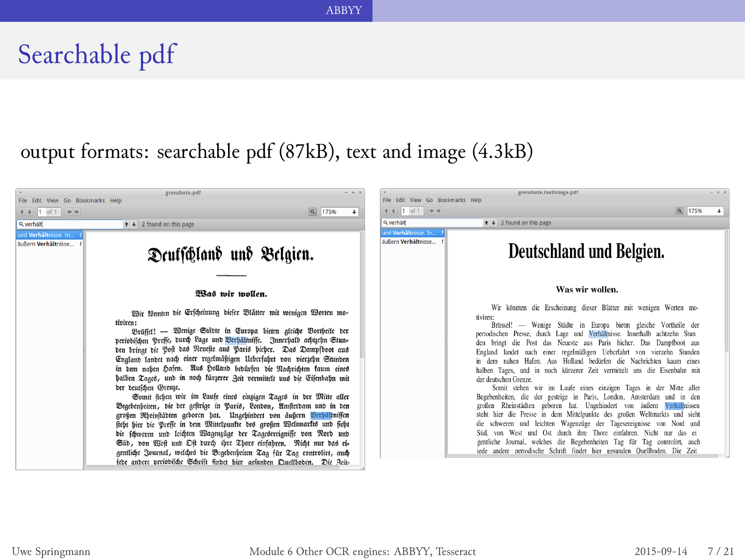# Searchable pdf

output formats: searchable pdf (87kB), text and image (4.3kB)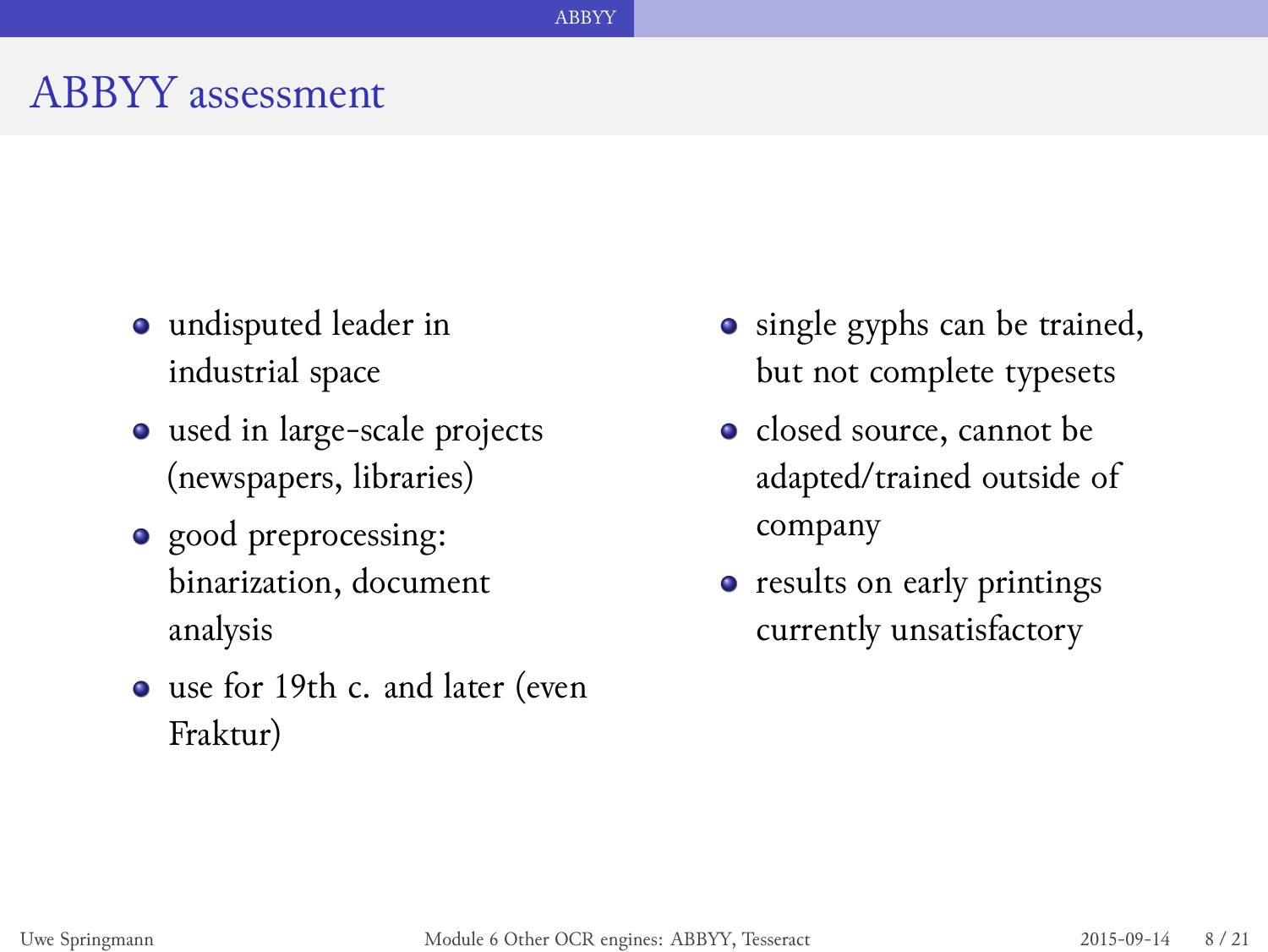# ABBYY assessment

- undisputed leader in industrial space
- used in large-scale projects (newspapers, libraries)
- good preprocessing: binarization, document analysis
- use for 19th c. and later (even Fraktur)
- single gyphs can be trained, but not complete typesets
- closed source, cannot be adapted/trained outside of company
- results on early printings currently unsatisfactory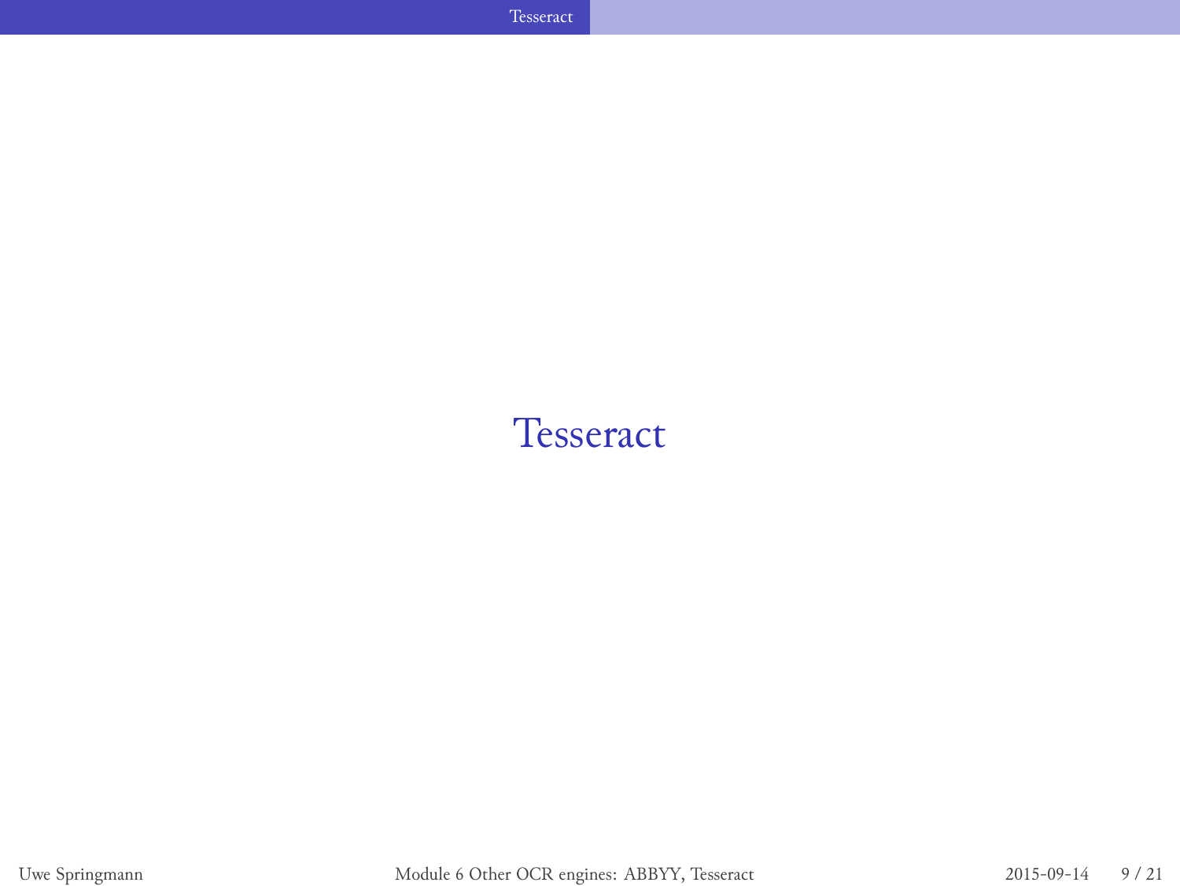# Tesseract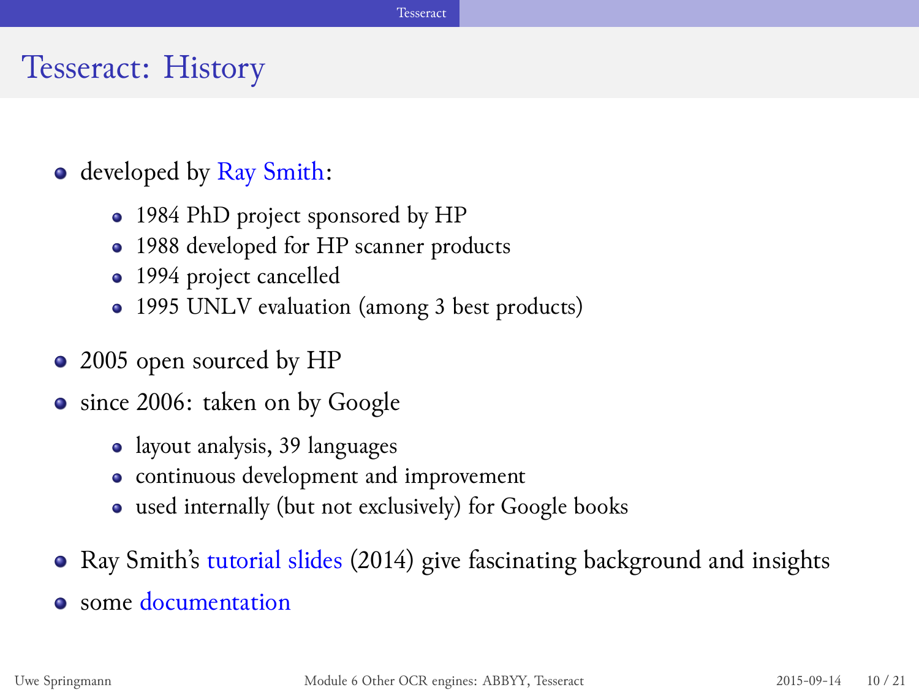# Tesseract: History

- developed by Ray Smith:
  - 1984 PhD project sponsored by HP
  - 1988 developed for HP scanner products
  - 1994 project cancelled
  - 1995 UNLV evaluation (among 3 best products)
- 2005 open sourced by HP
- since 2006: taken on by Google
  - layout analysis, 39 languages
  - continuous development and improvement
  - used internally (but not exclusively) for Google books
- Ray Smith's tutorial slides (2014) give fascinating background and insights
- some documentation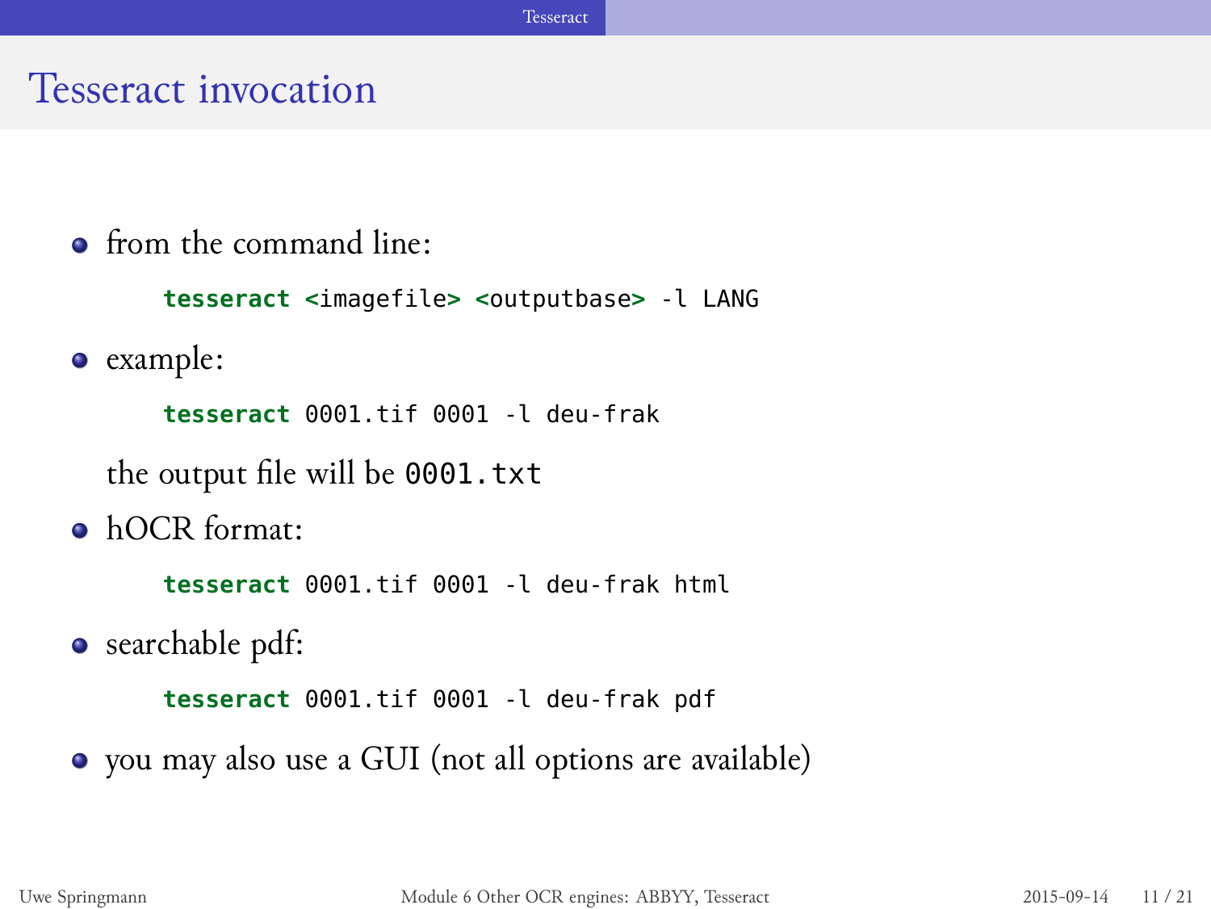# Tesseract invocation

- from the command line:

```
tesseract <imagefile> <outputbase> -l LANG
```

- example:

```
tesseract 0001.tif 0001 -l deu-frak
```

  the output file will be `0001.txt`

- hOCR format:

```
tesseract 0001.tif 0001 -l deu-frak html
```

- searchable pdf:

```
tesseract 0001.tif 0001 -l deu-frak pdf
```

- you may also use a GUI (not all options are available)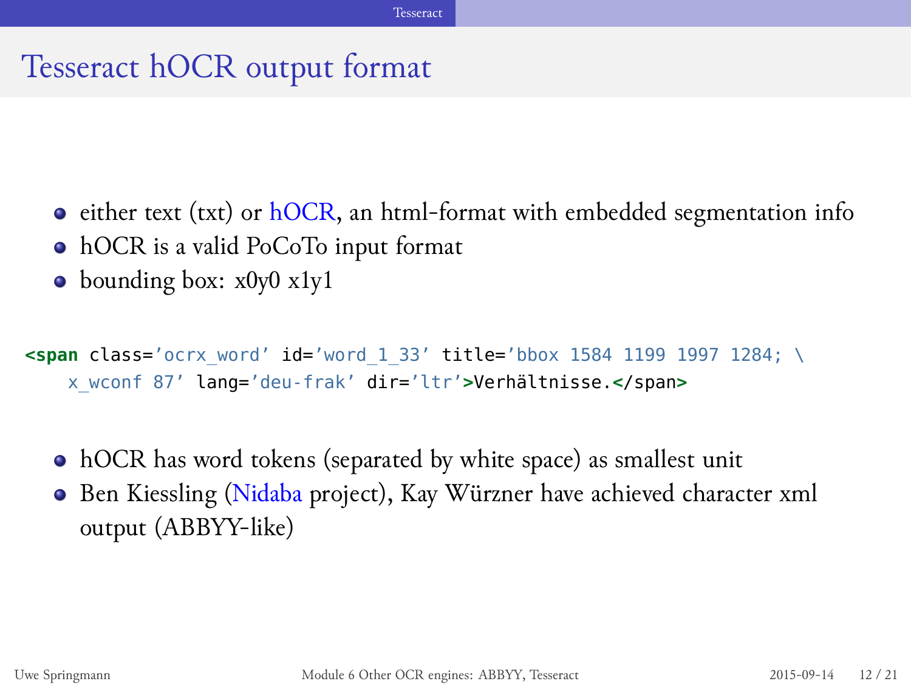# Tesseract hOCR output format

- either text (txt) or hOCR, an html-format with embedded segmentation info
- hOCR is a valid PoCoTo input format
- bounding box: x0y0 x1y1

```
<span class='ocrx_word' id='word_1_33' title='bbox 1584 1199 1997 1284; \
    x_wconf 87' lang='deu-frak' dir='ltr'>Verhältnisse.</span>
```

- hOCR has word tokens (separated by white space) as smallest unit
- Ben Kiessling (Nidaba project), Kay Würzner have achieved character xml output (ABBYY-like)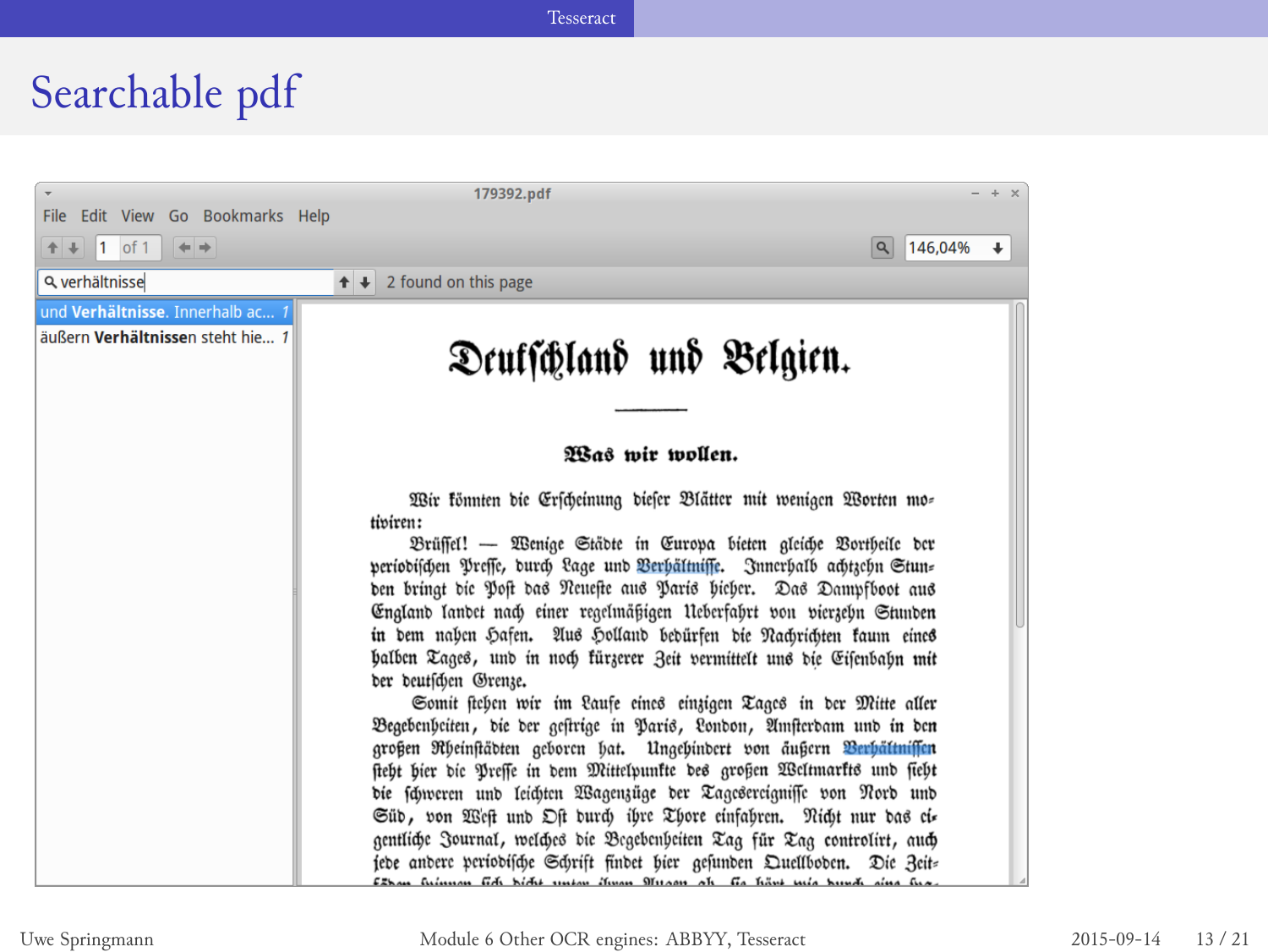# Searchable pdf

179392.pdf

File Edit View Go Bookmarks Help

1 of 1 | 146,04%

verhältnisse — 2 found on this page

- und **Verhältnisse**. Innerhalb ac... 1
- äußern **Verhältnisse**n steht hie... 1

**Deutschland und Belgien.**

**Was wir wollen.**

Wir könnten die Erscheinung dieser Blätter mit wenigen Worten motiviren:

Brüssel! — Wenige Städte in Europa bieten gleiche Vortheile der periodischen Presse, durch Lage und Verhältnisse. Innerhalb achtzehn Stunden bringt die Post das Neueste aus Paris hieher. Das Dampfboot aus England landet nach einer regelmäßigen Ueberfahrt von vierzehn Stunden in dem nahen Hafen. Aus Holland bedürfen die Nachrichten kaum eines halben Tages, und in noch kürzerer Zeit vermittelt uns die Eisenbahn mit der deutschen Grenze.

Somit stehen wir im Laufe eines einzigen Tages in der Mitte aller Begebenheiten, die der gestrige in Paris, London, Amsterdam und in den großen Rheinstädten geboren hat. Ungehindert von äußern Verhältnissen steht hier die Presse in dem Mittelpunkte des großen Weltmarkts und sieht die schweren und leichten Wagenzüge der Tagesereignisse von Nord und Süd, von West und Ost durch ihre Thore einfahren. Nicht nur das eigentliche Journal, welches die Begebenheiten Tag für Tag controlirt, auch jede andere periodische Schrift findet hier gesunden Quellboden. Die Zeit-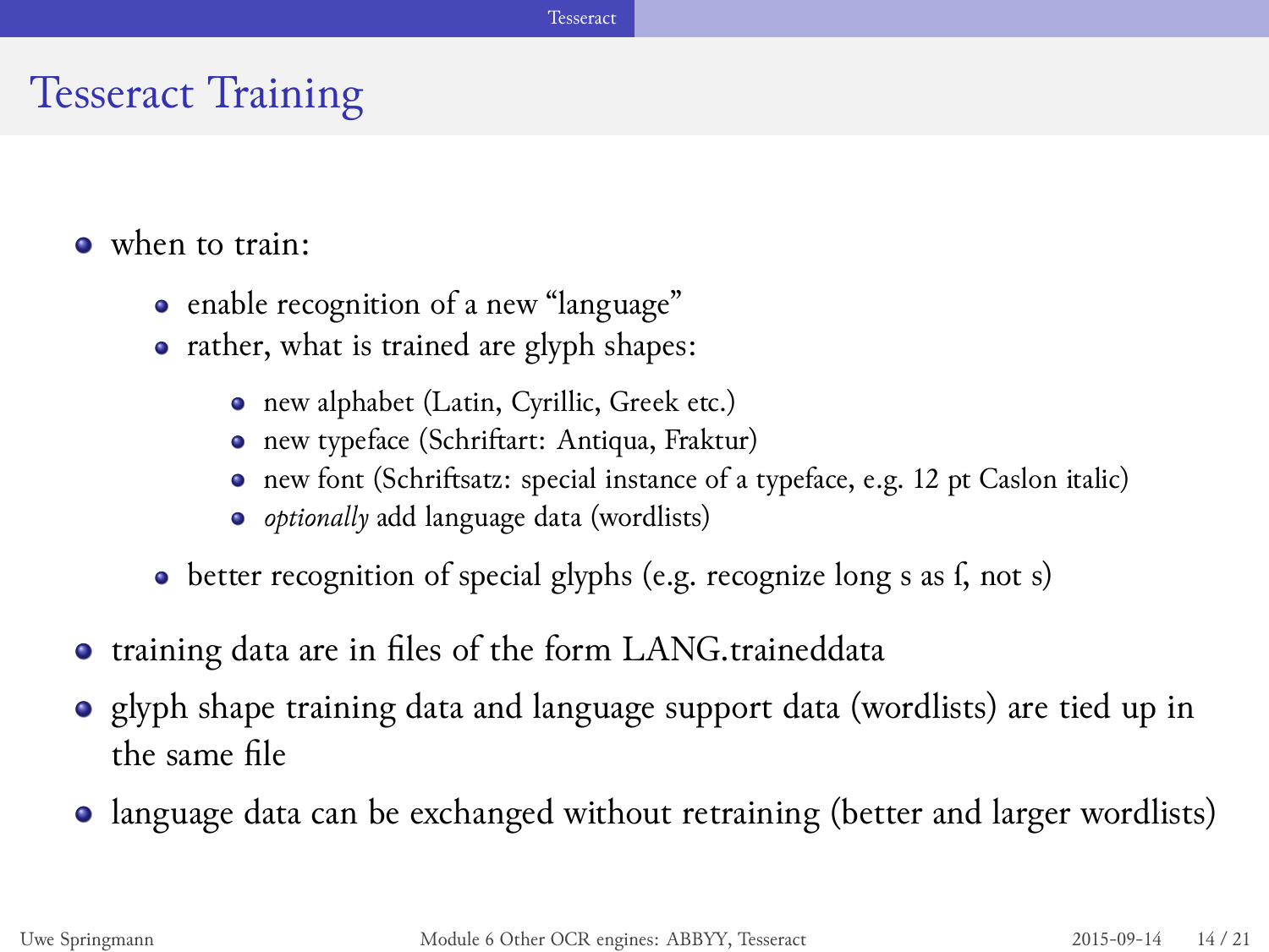# Tesseract Training

- when to train:
  - enable recognition of a new “language”
  - rather, what is trained are glyph shapes:
    - new alphabet (Latin, Cyrillic, Greek etc.)
    - new typeface (Schriftart: Antiqua, Fraktur)
    - new font (Schriftsatz: special instance of a typeface, e.g. 12 pt Caslon italic)
    - *optionally* add language data (wordlists)
  - better recognition of special glyphs (e.g. recognize long s as ſ, not s)
- training data are in files of the form LANG.traineddata
- glyph shape training data and language support data (wordlists) are tied up in the same file
- language data can be exchanged without retraining (better and larger wordlists)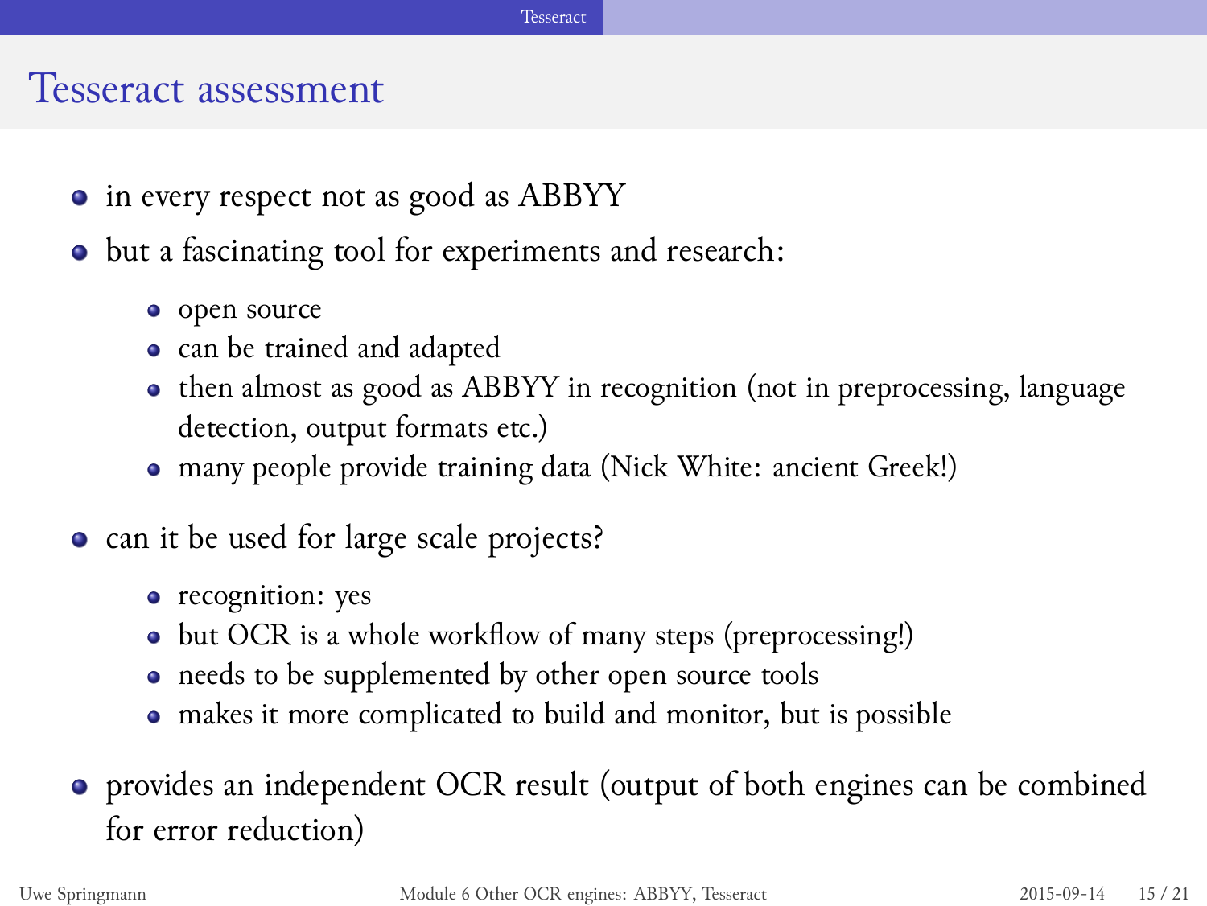## Tesseract assessment

- in every respect not as good as ABBYY
- but a fascinating tool for experiments and research:
  - open source
  - can be trained and adapted
  - then almost as good as ABBYY in recognition (not in preprocessing, language detection, output formats etc.)
  - many people provide training data (Nick White: ancient Greek!)
- can it be used for large scale projects?
  - recognition: yes
  - but OCR is a whole workflow of many steps (preprocessing!)
  - needs to be supplemented by other open source tools
  - makes it more complicated to build and monitor, but is possible
- provides an independent OCR result (output of both engines can be combined for error reduction)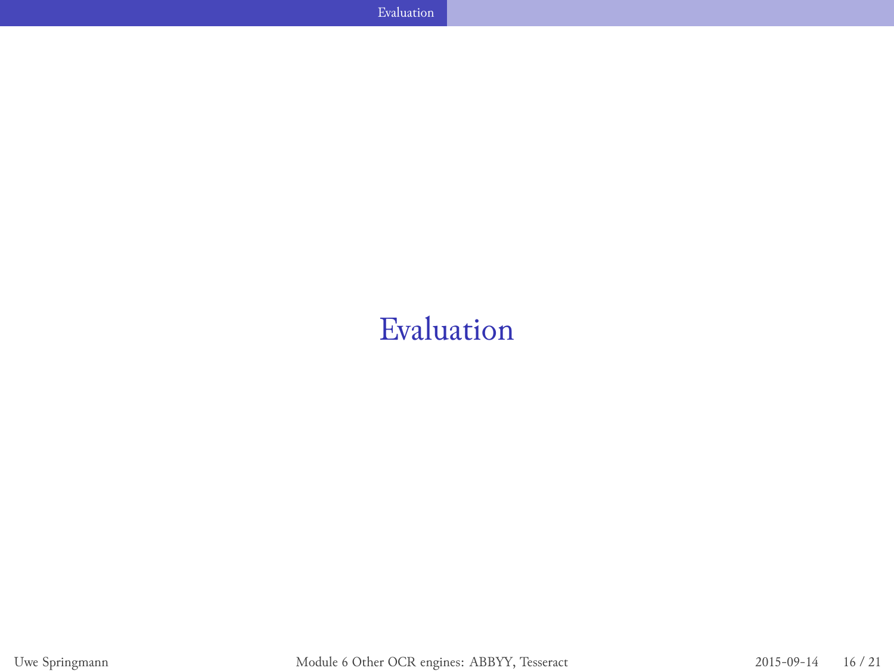# Evaluation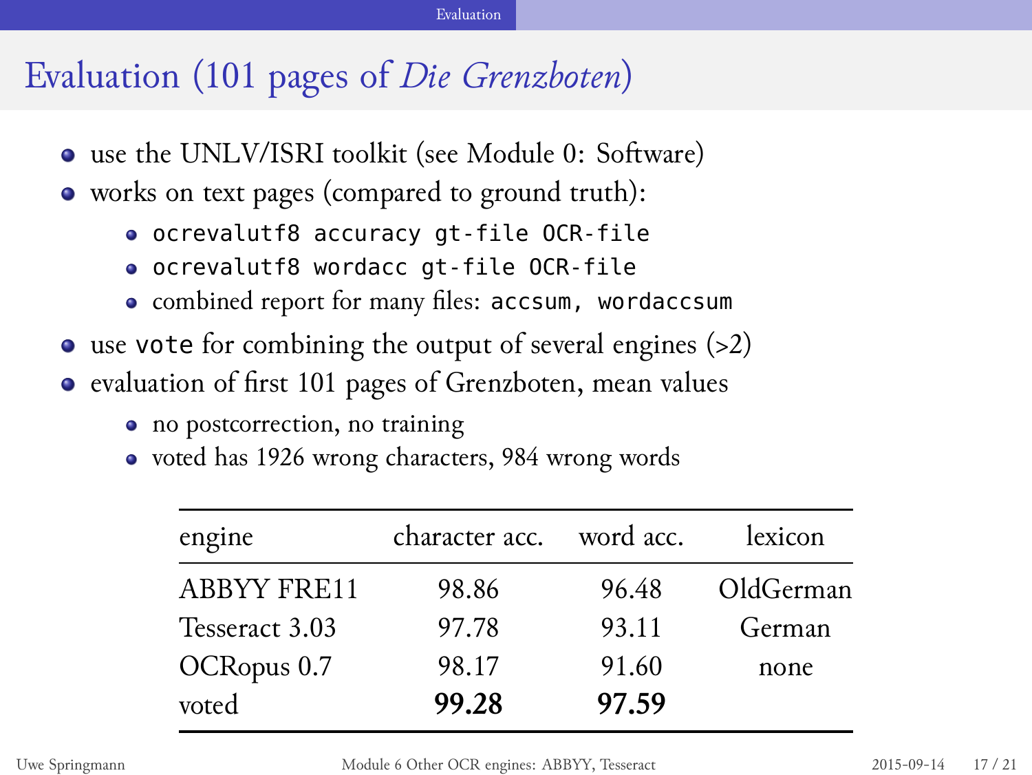# Evaluation (101 pages of *Die Grenzboten*)

- use the UNLV/ISRI toolkit (see Module 0: Software)
- works on text pages (compared to ground truth):
  - `ocrevalutf8 accuracy gt-file OCR-file`
  - `ocrevalutf8 wordacc gt-file OCR-file`
  - combined report for many files: `accsum, wordaccsum`
- use `vote` for combining the output of several engines (>2)
- evaluation of first 101 pages of Grenzboten, mean values
  - no postcorrection, no training
  - voted has 1926 wrong characters, 984 wrong words

| engine | character acc. | word acc. | lexicon |
|---|---|---|---|
| ABBYY FRE11 | 98.86 | 96.48 | OldGerman |
| Tesseract 3.03 | 97.78 | 93.11 | German |
| OCRopus 0.7 | 98.17 | 91.60 | none |
| voted | **99.28** | **97.59** | |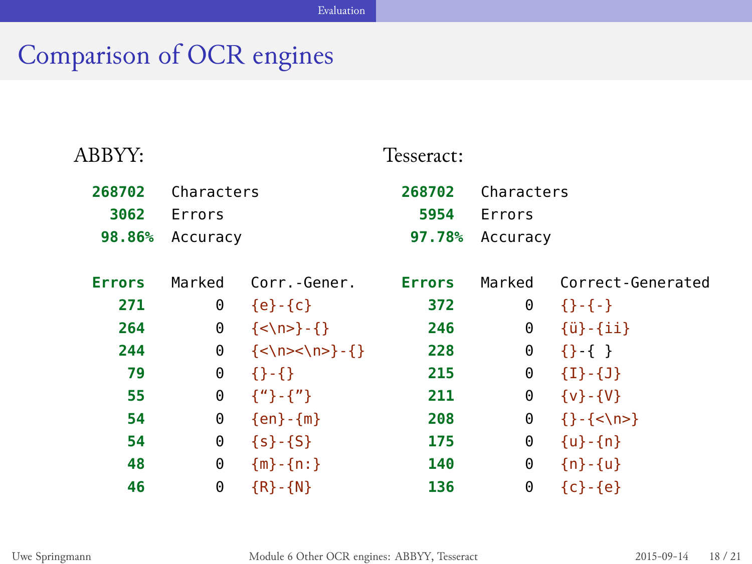# Comparison of OCR engines

**ABBYY:**

| | |
|---|---|
| **268702** | Characters |
| **3062** | Errors |
| **98.86%** | Accuracy |

| Errors | Marked | Corr.-Gener. |
|---|---|---|
| **271** | 0 | {e}-{c} |
| **264** | 0 | {<\n>}-{} |
| **244** | 0 | {<\n><\n>}-{} |
| **79** | 0 | {}-{} |
| **55** | 0 | {“}-{”} |
| **54** | 0 | {en}-{m} |
| **54** | 0 | {s}-{S} |
| **48** | 0 | {m}-{n:} |
| **46** | 0 | {R}-{N} |

**Tesseract:**

| | |
|---|---|
| **268702** | Characters |
| **5954** | Errors |
| **97.78%** | Accuracy |

| Errors | Marked | Correct-Generated |
|---|---|---|
| **372** | 0 | {}-{-} |
| **246** | 0 | {ü}-{ii} |
| **228** | 0 | {}-{ } |
| **215** | 0 | {I}-{J} |
| **211** | 0 | {v}-{V} |
| **208** | 0 | {}-{<\n>} |
| **175** | 0 | {u}-{n} |
| **140** | 0 | {n}-{u} |
| **136** | 0 | {c}-{e} |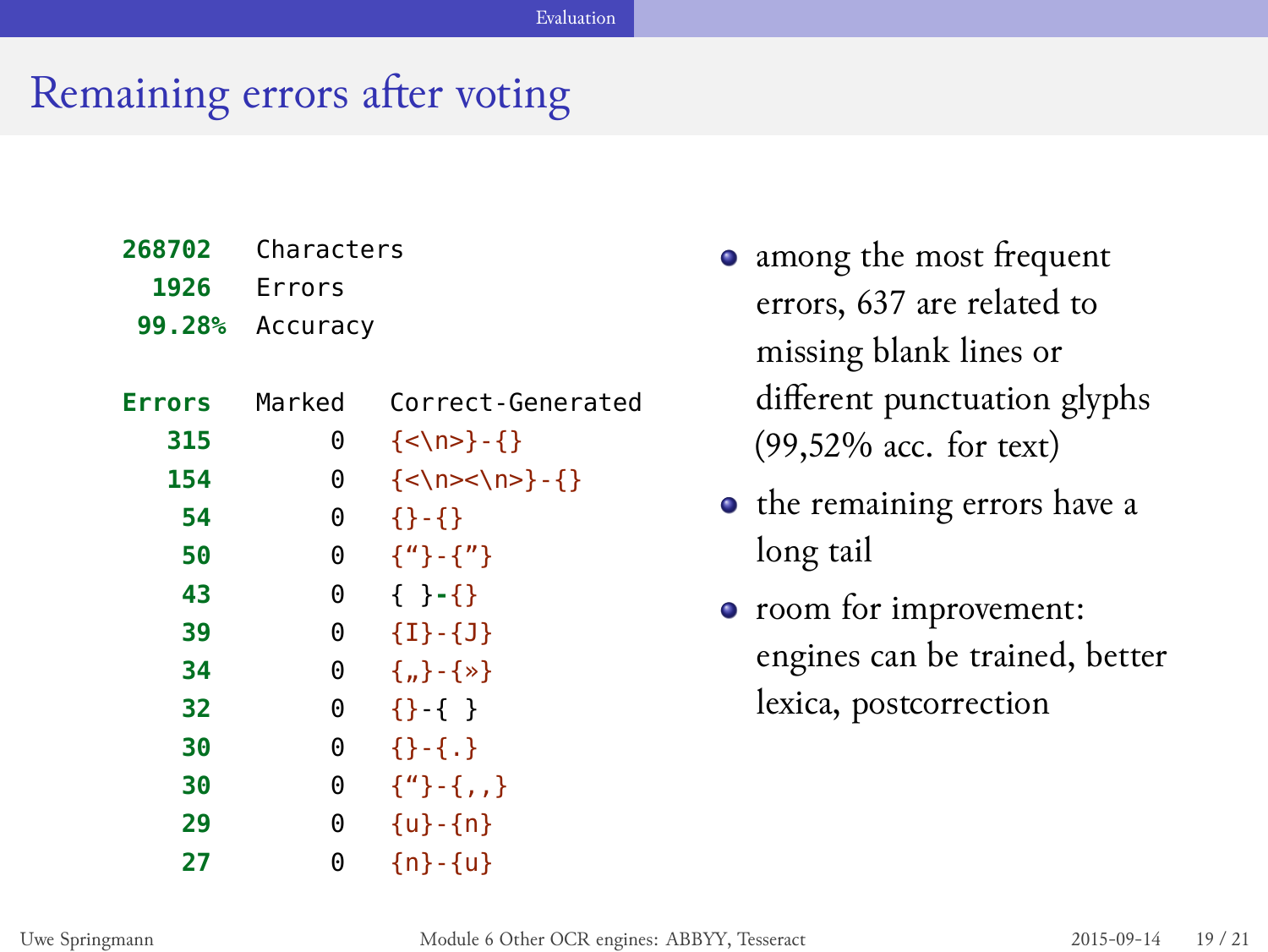# Remaining errors after voting

| | |
|---|---|
| **268702** | Characters |
| **1926** | Errors |
| **99.28%** | Accuracy |

| Errors | Marked | Correct-Generated |
|---|---|---|
| 315 | 0 | {<\n>}-{} |
| 154 | 0 | {<\n><\n>}-{} |
| 54 | 0 | {}-{} |
| 50 | 0 | {“}-{”} |
| 43 | 0 | { }-{} |
| 39 | 0 | {I}-{J} |
| 34 | 0 | {„}-{»} |
| 32 | 0 | {}-{ } |
| 30 | 0 | {}-{.} |
| 30 | 0 | {“}-{,,} |
| 29 | 0 | {u}-{n} |
| 27 | 0 | {n}-{u} |

- among the most frequent errors, 637 are related to missing blank lines or different punctuation glyphs (99,52% acc. for text)
- the remaining errors have a long tail
- room for improvement: engines can be trained, better lexica, postcorrection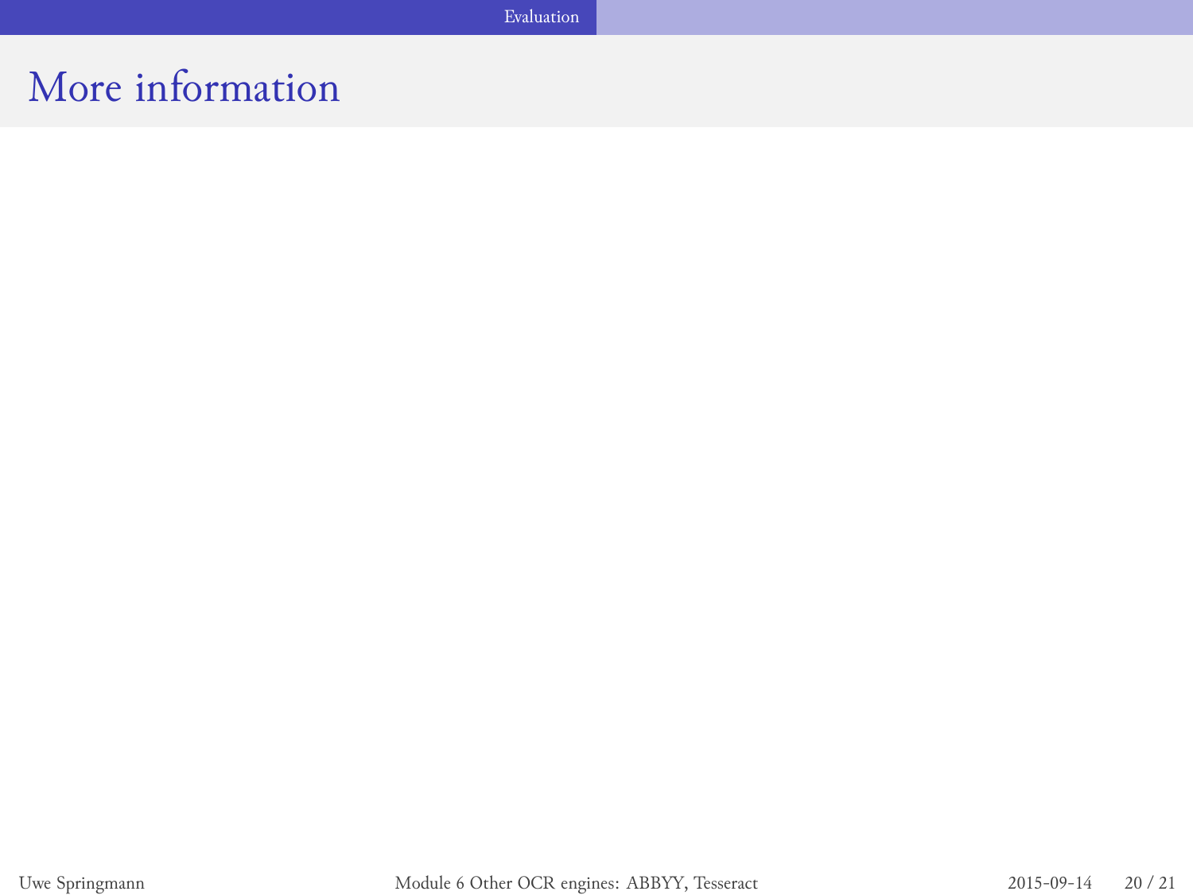# More information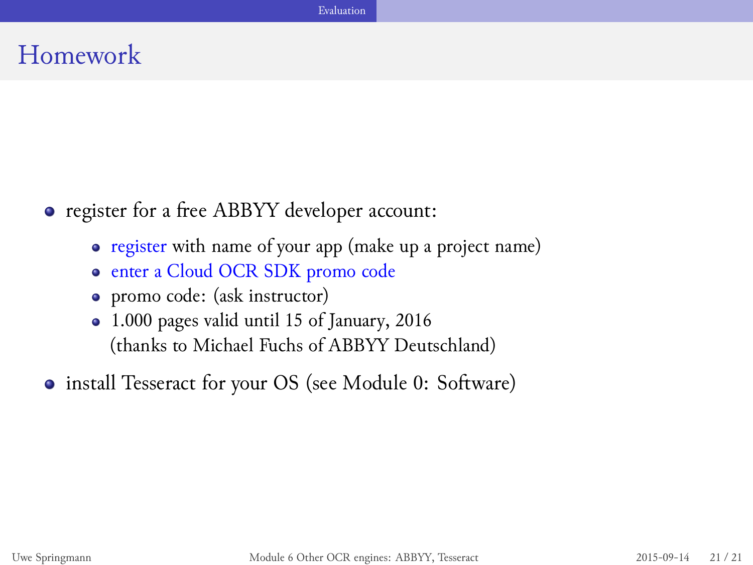# Homework

- register for a free ABBYY developer account:
  - register with name of your app (make up a project name)
  - enter a Cloud OCR SDK promo code
  - promo code: (ask instructor)
  - 1.000 pages valid until 15 of January, 2016
    (thanks to Michael Fuchs of ABBYY Deutschland)
- install Tesseract for your OS (see Module 0: Software)